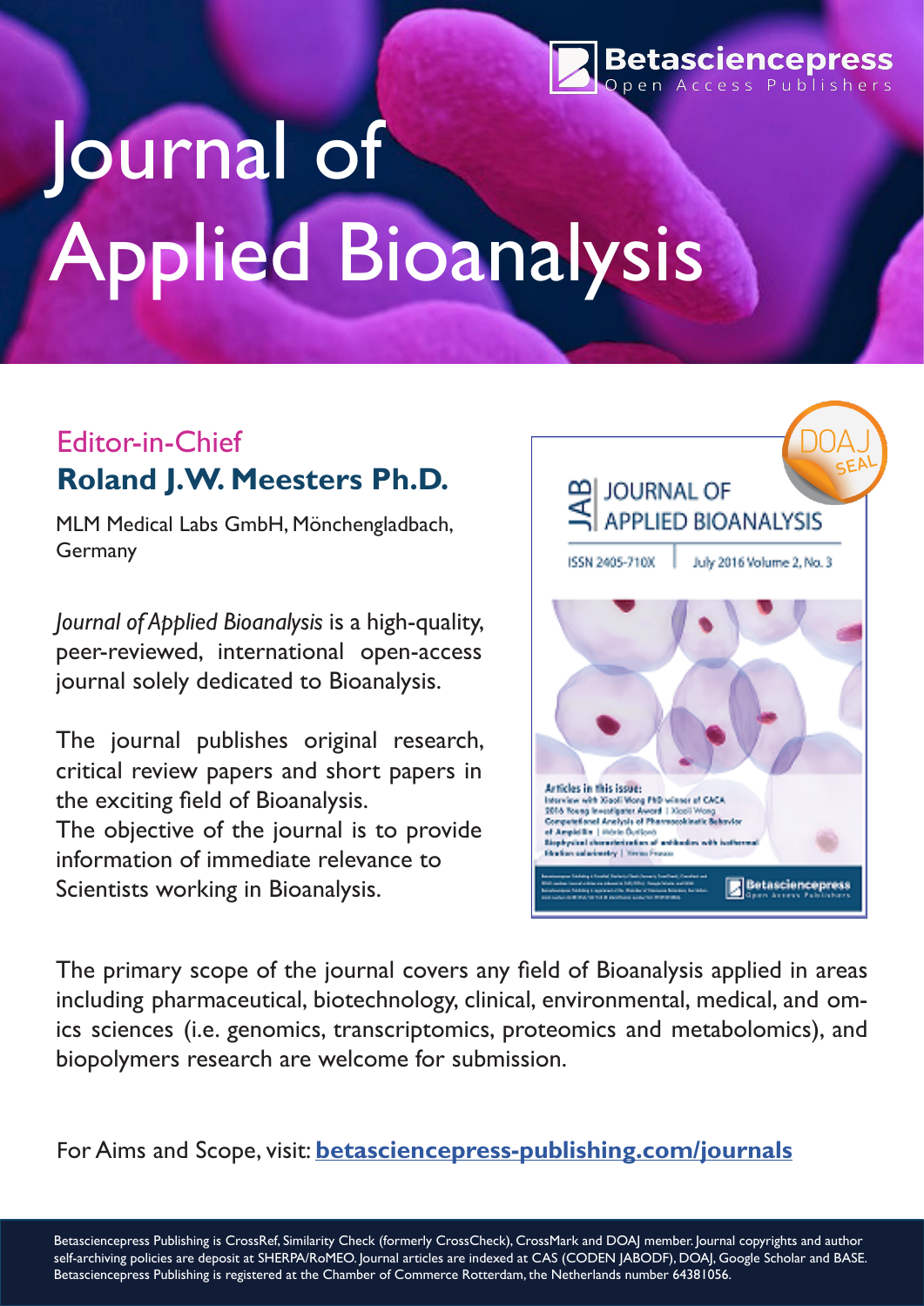Betasciencepress
Open Access Publishers

# Journal of Applied Bioanalysis

## Editor-in-Chief

**Roland J.W. Meesters Ph.D.**

MLM Medical Labs GmbH, Mönchengladbach, Germany

*Journal of Applied Bioanalysis* is a high-quality, peer-reviewed, international open-access journal solely dedicated to Bioanalysis.

The journal publishes original research, critical review papers and short papers in the exciting field of Bioanalysis.
The objective of the journal is to provide information of immediate relevance to Scientists working in Bioanalysis.

The primary scope of the journal covers any field of Bioanalysis applied in areas including pharmaceutical, biotechnology, clinical, environmental, medical, and omics sciences (i.e. genomics, transcriptomics, proteomics and metabolomics), and biopolymers research are welcome for submission.

For Aims and Scope, visit: **betasciencepress-publishing.com/journals**

Betasciencepress Publishing is CrossRef, Similarity Check (formerly CrossCheck), CrossMark and DOAJ member. Journal copyrights and author self-archiving policies are deposit at SHERPA/RoMEO. Journal articles are indexed at CAS (CODEN JABODF), DOAJ, Google Scholar and BASE. Betasciencepress Publishing is registered at the Chamber of Commerce Rotterdam, the Netherlands number 64381056.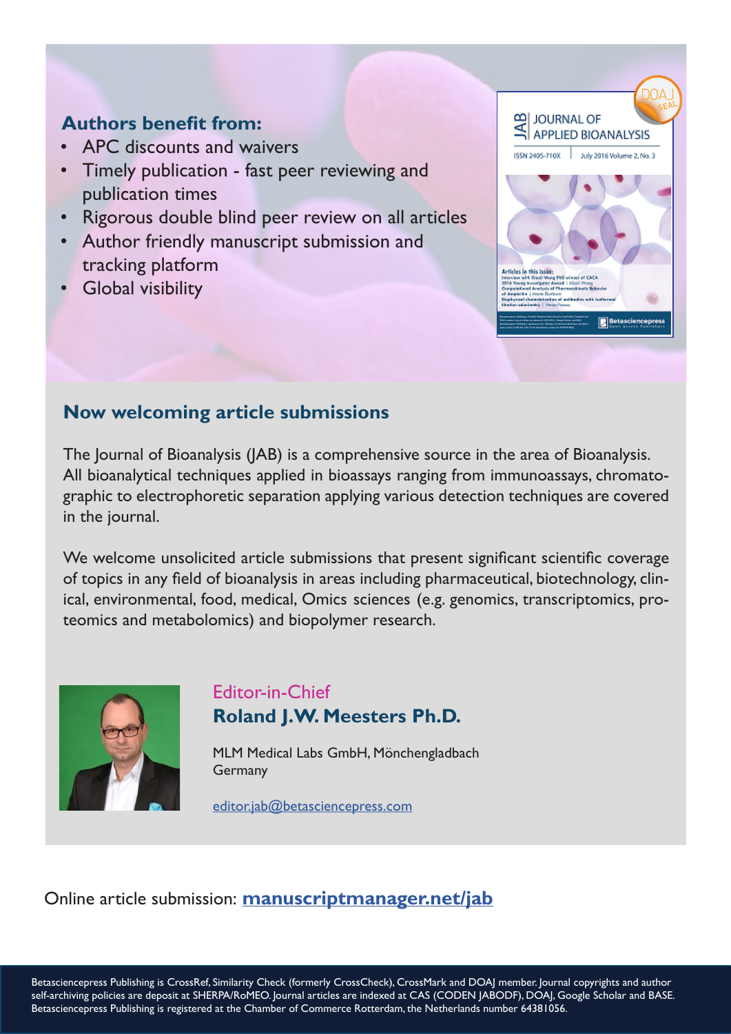**Authors benefit from:**

- APC discounts and waivers
- Timely publication - fast peer reviewing and publication times
- Rigorous double blind peer review on all articles
- Author friendly manuscript submission and tracking platform
- Global visibility

## Now welcoming article submissions

The Journal of Bioanalysis (JAB) is a comprehensive source in the area of Bioanalysis. All bioanalytical techniques applied in bioassays ranging from immunoassays, chromatographic to electrophoretic separation applying various detection techniques are covered in the journal.

We welcome unsolicited article submissions that present significant scientific coverage of topics in any field of bioanalysis in areas including pharmaceutical, biotechnology, clinical, environmental, food, medical, Omics sciences (e.g. genomics, transcriptomics, proteomics and metabolomics) and biopolymer research.

Editor-in-Chief

**Roland J.W. Meesters Ph.D.**

MLM Medical Labs GmbH, Mönchengladbach
Germany

editor.jab@betasciencepress.com

Online article submission: **manuscriptmanager.net/jab**

Betasciencepress Publishing is CrossRef, Similarity Check (formerly CrossCheck), CrossMark and DOAJ member. Journal copyrights and author self-archiving policies are deposit at SHERPA/RoMEO. Journal articles are indexed at CAS (CODEN JABODF), DOAJ, Google Scholar and BASE. Betasciencepress Publishing is registered at the Chamber of Commerce Rotterdam, the Netherlands number 64381056.